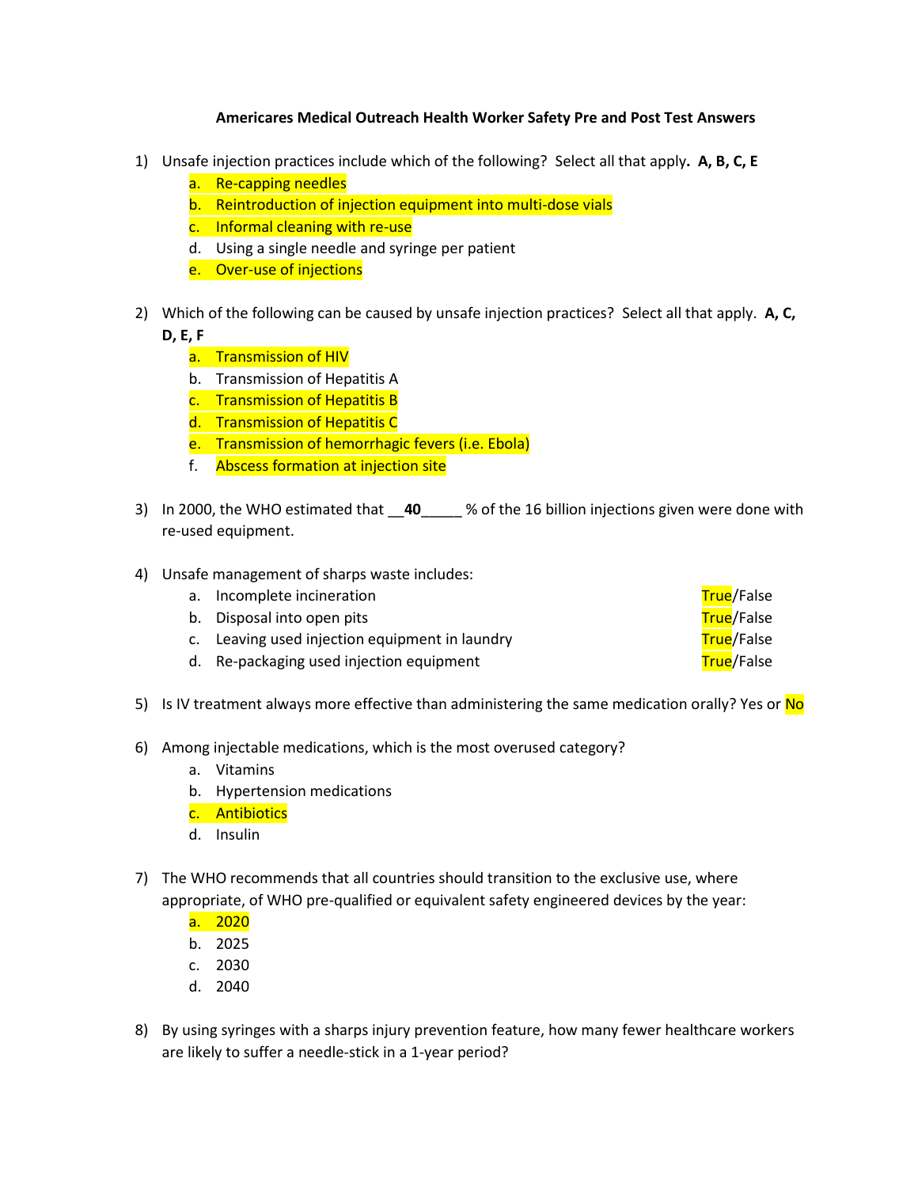**Americares Medical Outreach Health Worker Safety Pre and Post Test Answers**

1) Unsafe injection practices include which of the following? Select all that apply. **A, B, C, E**
   a. Re-capping needles
   b. Reintroduction of injection equipment into multi-dose vials
   c. Informal cleaning with re-use
   d. Using a single needle and syringe per patient
   e. Over-use of injections

2) Which of the following can be caused by unsafe injection practices? Select all that apply. **A, C, D, E, F**
   a. Transmission of HIV
   b. Transmission of Hepatitis A
   c. Transmission of Hepatitis B
   d. Transmission of Hepatitis C
   e. Transmission of hemorrhagic fevers (i.e. Ebola)
   f. Abscess formation at injection site

3) In 2000, the WHO estimated that __**40**_____ % of the 16 billion injections given were done with re-used equipment.

4) Unsafe management of sharps waste includes:
   a. Incomplete incineration — **True**/False
   b. Disposal into open pits — **True**/False
   c. Leaving used injection equipment in laundry — **True**/False
   d. Re-packaging used injection equipment — **True**/False

5) Is IV treatment always more effective than administering the same medication orally? Yes or **No**

6) Among injectable medications, which is the most overused category?
   a. Vitamins
   b. Hypertension medications
   c. Antibiotics
   d. Insulin

7) The WHO recommends that all countries should transition to the exclusive use, where appropriate, of WHO pre-qualified or equivalent safety engineered devices by the year:
   a. 2020
   b. 2025
   c. 2030
   d. 2040

8) By using syringes with a sharps injury prevention feature, how many fewer healthcare workers are likely to suffer a needle-stick in a 1-year period?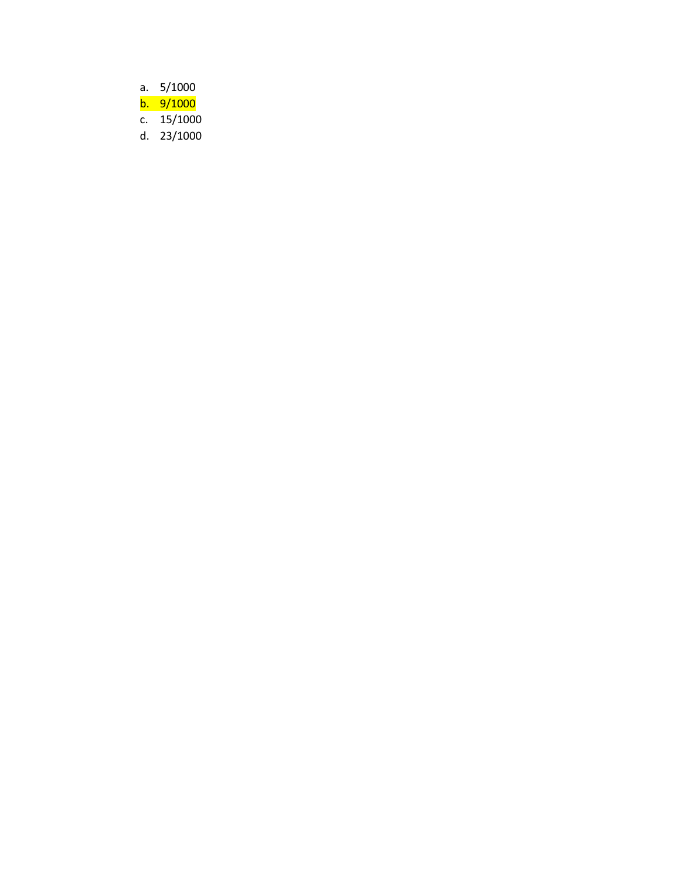a. 5/1000
b. 9/1000
c. 15/1000
d. 23/1000